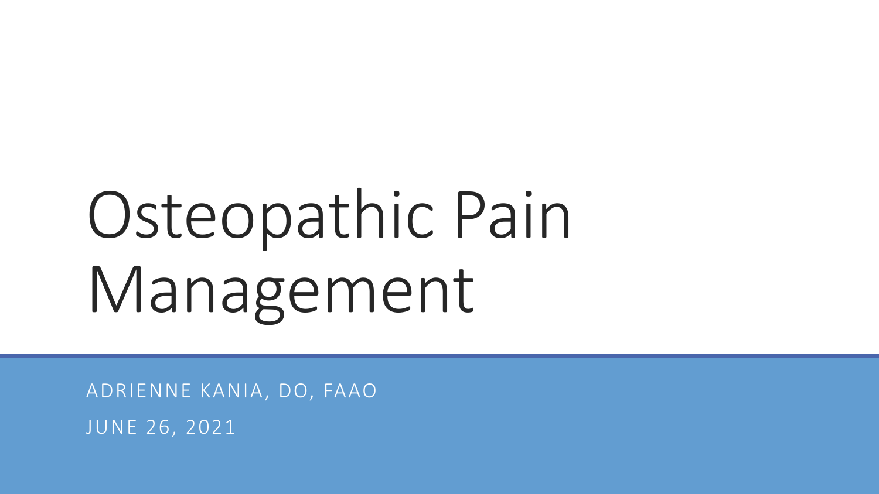# Osteopathic Pain Management

ADRIENNE KANIA, DO, FAAO

JUNE 26, 2021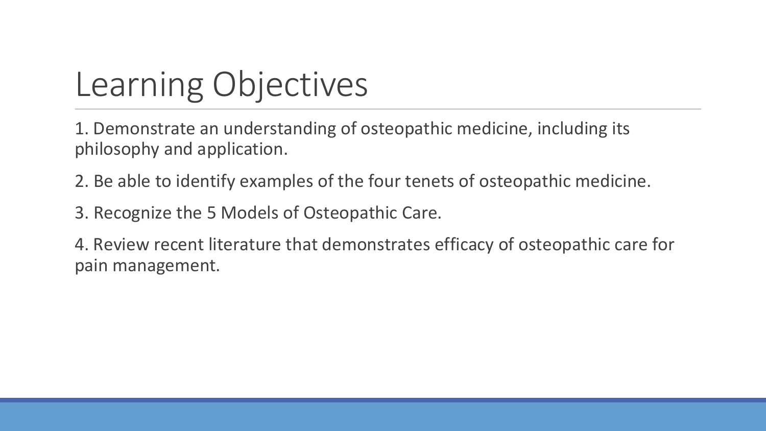# Learning Objectives

1. Demonstrate an understanding of osteopathic medicine, including its philosophy and application.

2. Be able to identify examples of the four tenets of osteopathic medicine.

3. Recognize the 5 Models of Osteopathic Care.

4. Review recent literature that demonstrates efficacy of osteopathic care for pain management.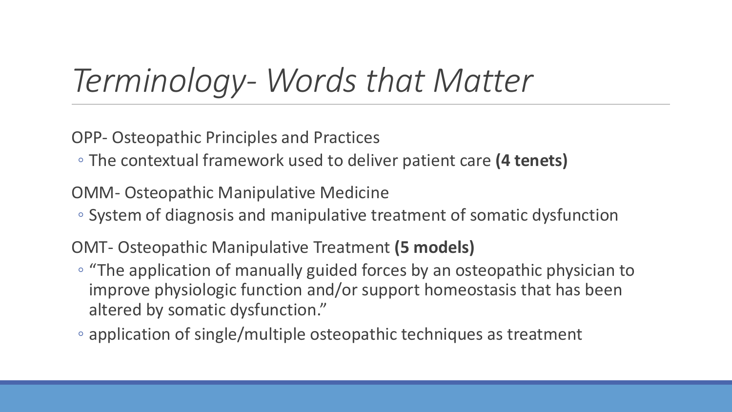# *Terminology- Words that Matter*

OPP- Osteopathic Principles and Practices

- The contextual framework used to deliver patient care **(4 tenets)**

OMM- Osteopathic Manipulative Medicine

- System of diagnosis and manipulative treatment of somatic dysfunction

OMT- Osteopathic Manipulative Treatment **(5 models)**

- "The application of manually guided forces by an osteopathic physician to improve physiologic function and/or support homeostasis that has been altered by somatic dysfunction."
- application of single/multiple osteopathic techniques as treatment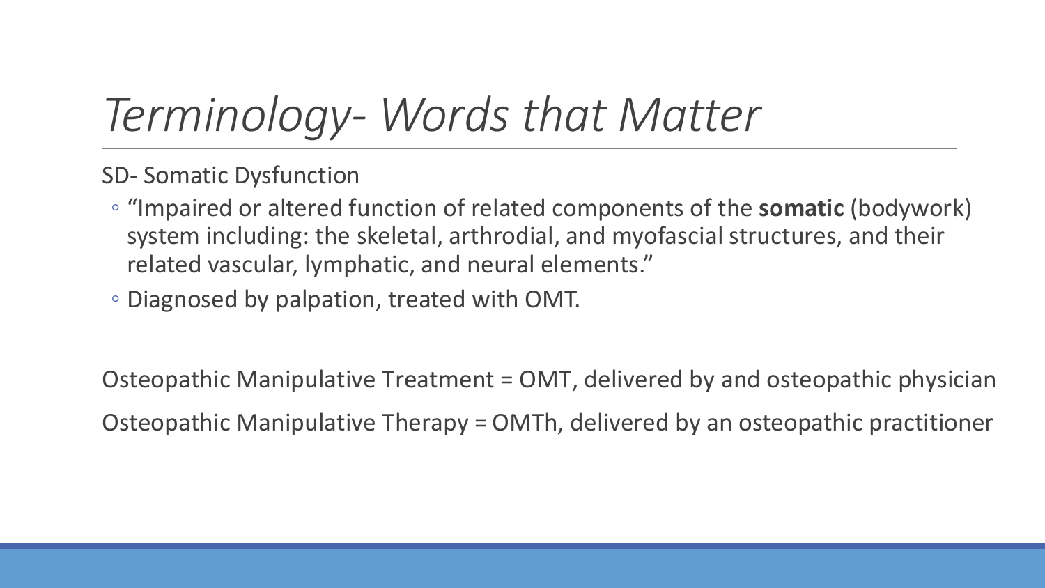# *Terminology- Words that Matter*

SD- Somatic Dysfunction

- "Impaired or altered function of related components of the **somatic** (bodywork) system including: the skeletal, arthrodial, and myofascial structures, and their related vascular, lymphatic, and neural elements."
- Diagnosed by palpation, treated with OMT.

Osteopathic Manipulative Treatment = OMT, delivered by and osteopathic physician

Osteopathic Manipulative Therapy = OMTh, delivered by an osteopathic practitioner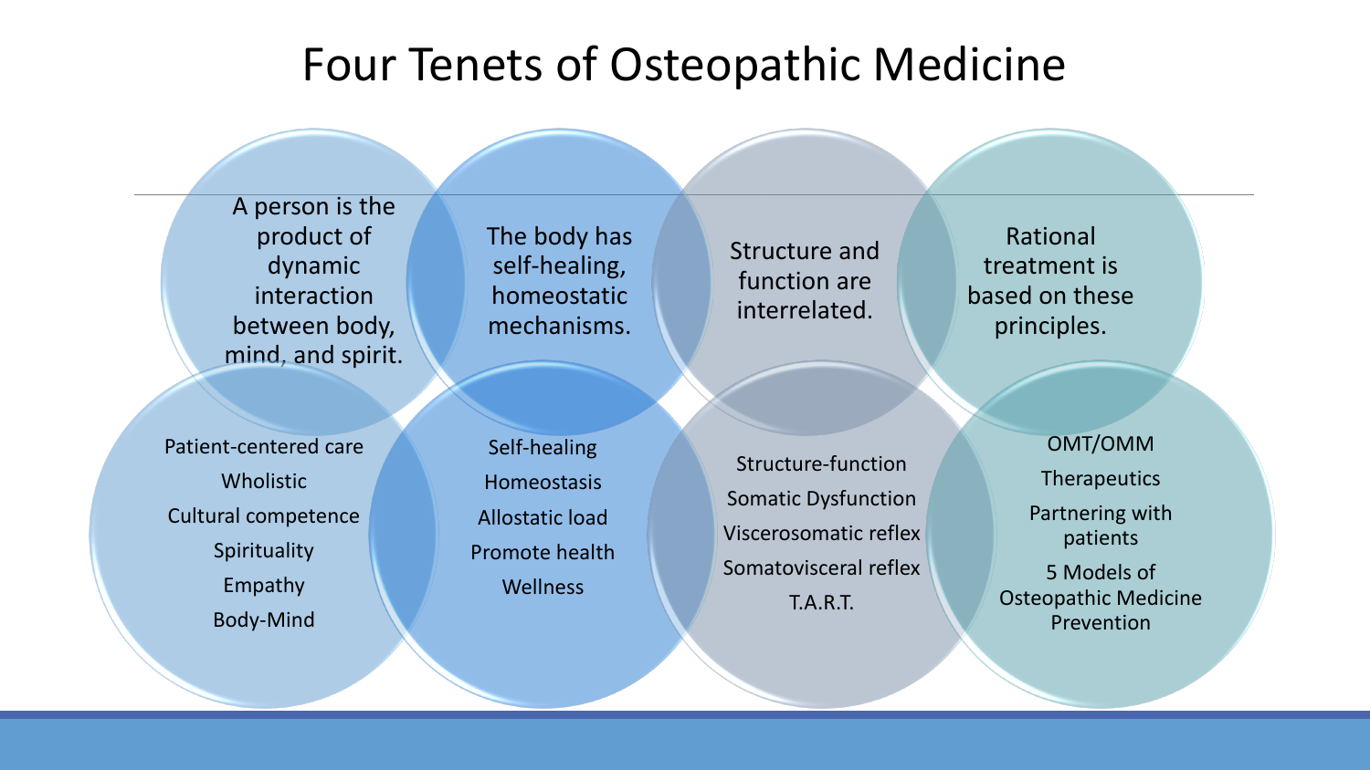# Four Tenets of Osteopathic Medicine

| A person is the product of dynamic interaction between body, mind, and spirit. | The body has self-healing, homeostatic mechanisms. | Structure and function are interrelated. | Rational treatment is based on these principles. |
|---|---|---|---|
| Patient-centered care<br>Wholistic<br>Cultural competence<br>Spirituality<br>Empathy<br>Body-Mind | Self-healing<br>Homeostasis<br>Allostatic load<br>Promote health<br>Wellness | Structure-function<br>Somatic Dysfunction<br>Viscerosomatic reflex<br>Somatovisceral reflex<br>T.A.R.T. | OMT/OMM<br>Therapeutics<br>Partnering with patients<br>5 Models of Osteopathic Medicine<br>Prevention |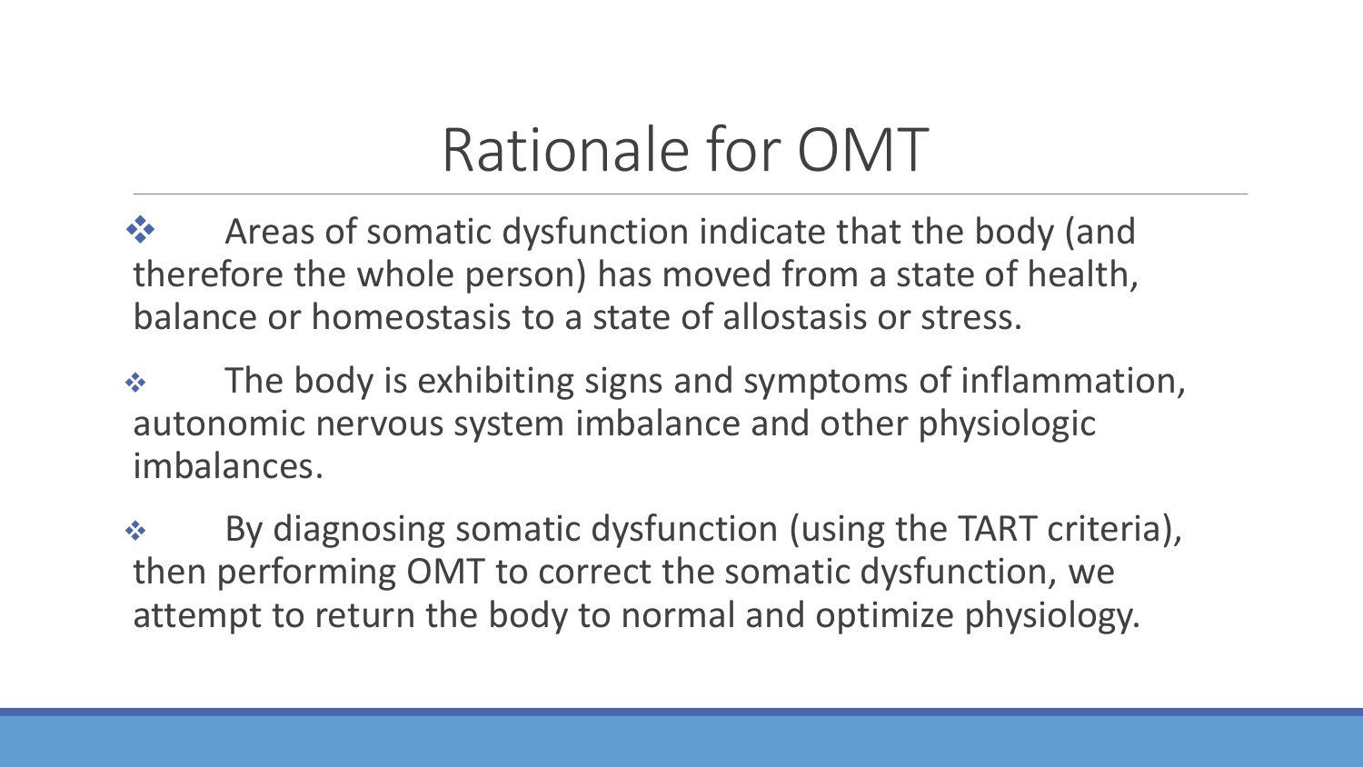# Rationale for OMT

- Areas of somatic dysfunction indicate that the body (and therefore the whole person) has moved from a state of health, balance or homeostasis to a state of allostasis or stress.
- The body is exhibiting signs and symptoms of inflammation, autonomic nervous system imbalance and other physiologic imbalances.
- By diagnosing somatic dysfunction (using the TART criteria), then performing OMT to correct the somatic dysfunction, we attempt to return the body to normal and optimize physiology.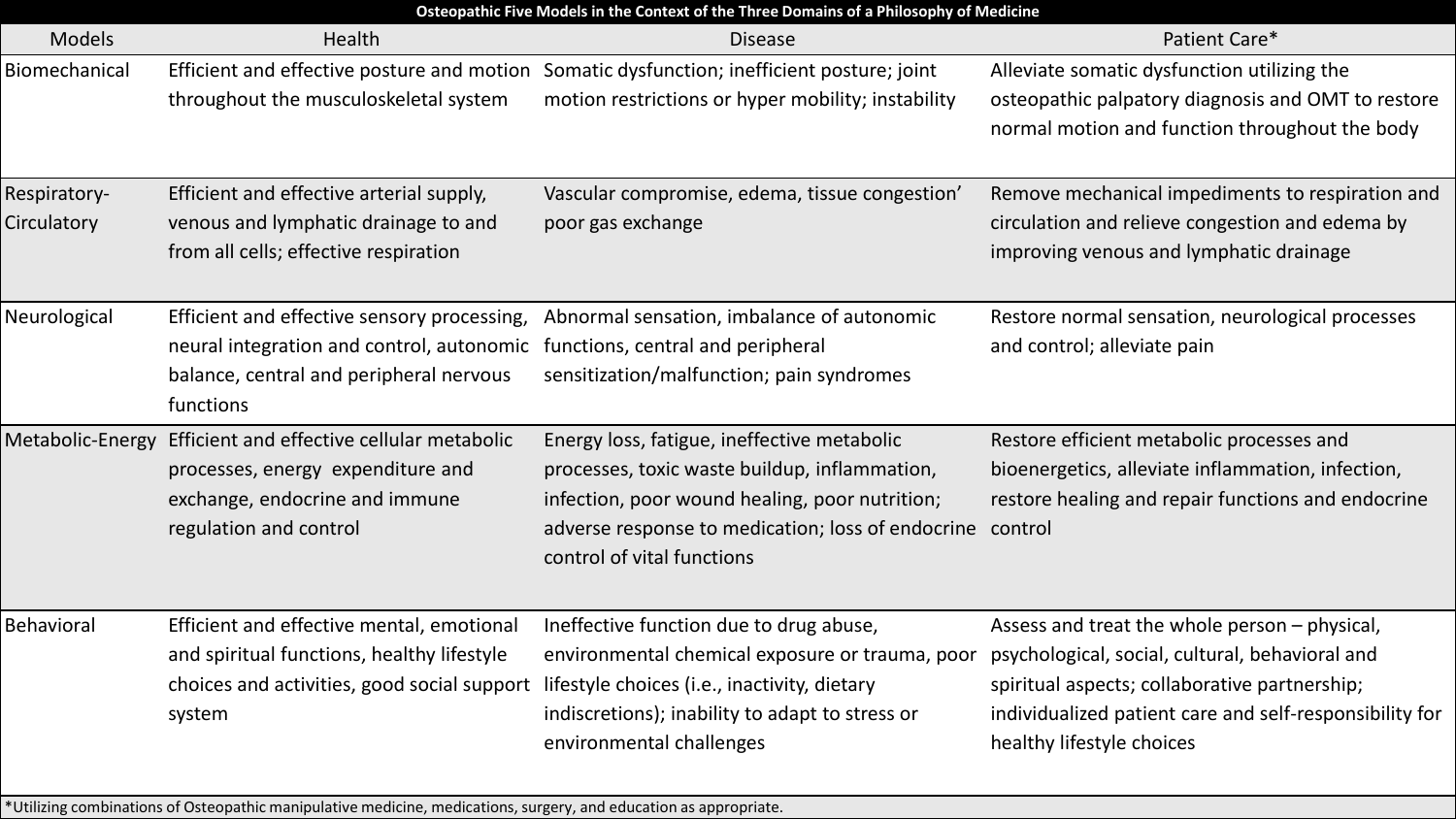**Osteopathic Five Models in the Context of the Three Domains of a Philosophy of Medicine**

| Models | Health | Disease | Patient Care* |
|---|---|---|---|
| Biomechanical | Efficient and effective posture and motion throughout the musculoskeletal system | Somatic dysfunction; inefficient posture; joint motion restrictions or hyper mobility; instability | Alleviate somatic dysfunction utilizing the osteopathic palpatory diagnosis and OMT to restore normal motion and function throughout the body |
| Respiratory-Circulatory | Efficient and effective arterial supply, venous and lymphatic drainage to and from all cells; effective respiration | Vascular compromise, edema, tissue congestion' poor gas exchange | Remove mechanical impediments to respiration and circulation and relieve congestion and edema by improving venous and lymphatic drainage |
| Neurological | Efficient and effective sensory processing, neural integration and control, autonomic balance, central and peripheral nervous functions | Abnormal sensation, imbalance of autonomic functions, central and peripheral sensitization/malfunction; pain syndromes | Restore normal sensation, neurological processes and control; alleviate pain |
| Metabolic-Energy | Efficient and effective cellular metabolic processes, energy expenditure and exchange, endocrine and immune regulation and control | Energy loss, fatigue, ineffective metabolic processes, toxic waste buildup, inflammation, infection, poor wound healing, poor nutrition; adverse response to medication; loss of endocrine control of vital functions | Restore efficient metabolic processes and bioenergetics, alleviate inflammation, infection, restore healing and repair functions and endocrine control |
| Behavioral | Efficient and effective mental, emotional and spiritual functions, healthy lifestyle choices and activities, good social support system | Ineffective function due to drug abuse, environmental chemical exposure or trauma, poor lifestyle choices (i.e., inactivity, dietary indiscretions); inability to adapt to stress or environmental challenges | Assess and treat the whole person – physical, psychological, social, cultural, behavioral and spiritual aspects; collaborative partnership; individualized patient care and self-responsibility for healthy lifestyle choices |

*Utilizing combinations of Osteopathic manipulative medicine, medications, surgery, and education as appropriate.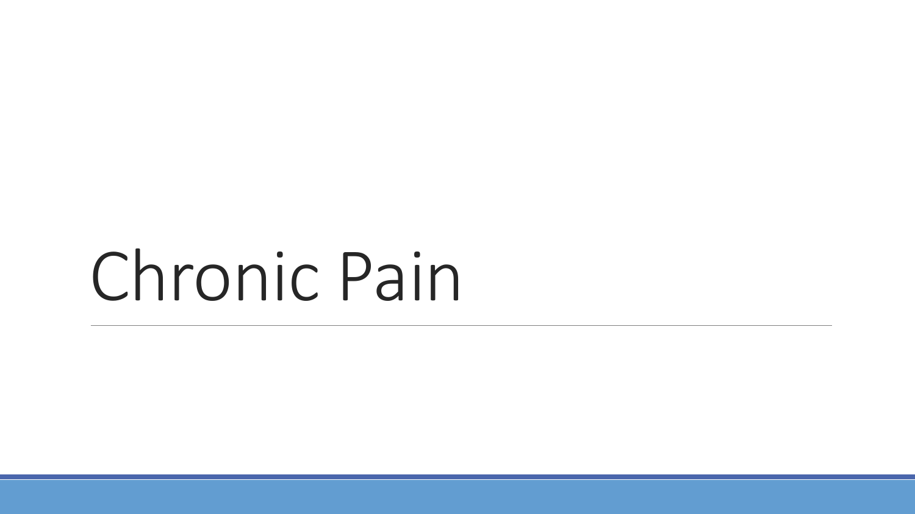# Chronic Pain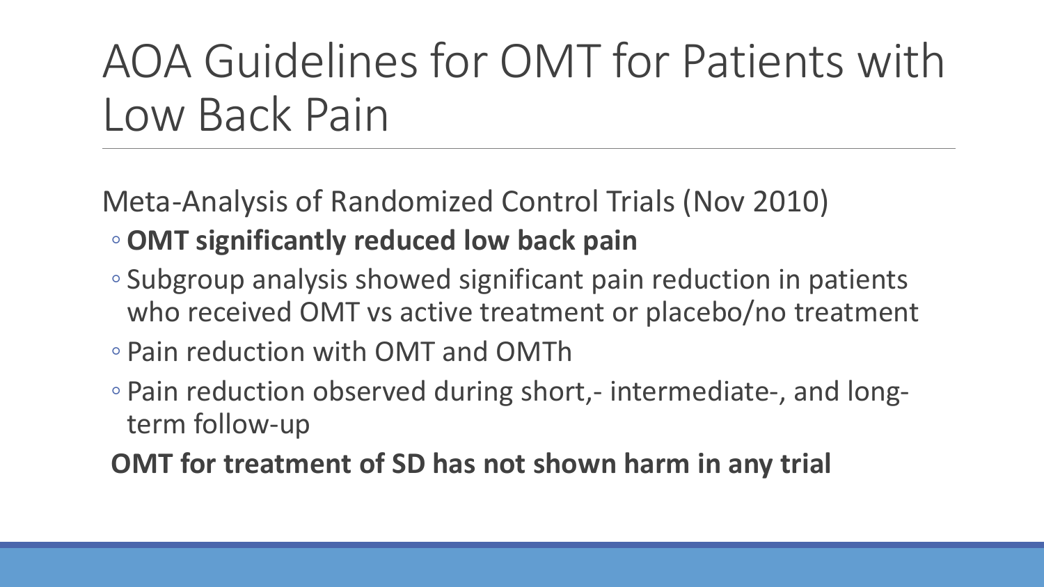# AOA Guidelines for OMT for Patients with Low Back Pain

Meta-Analysis of Randomized Control Trials (Nov 2010)

- **OMT significantly reduced low back pain**
- Subgroup analysis showed significant pain reduction in patients who received OMT vs active treatment or placebo/no treatment
- Pain reduction with OMT and OMTh
- Pain reduction observed during short,- intermediate-, and long-term follow-up

**OMT for treatment of SD has not shown harm in any trial**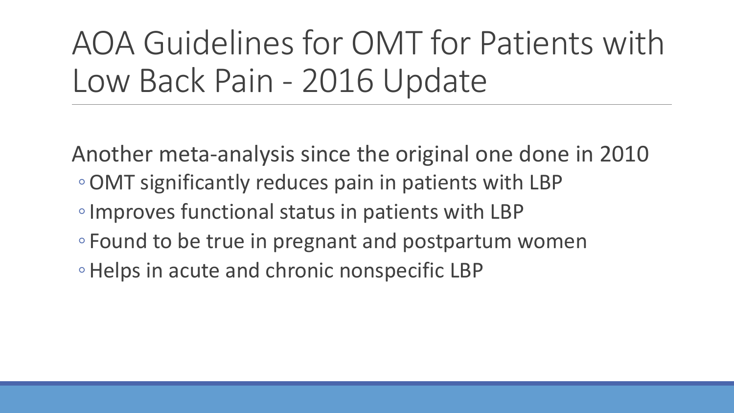# AOA Guidelines for OMT for Patients with Low Back Pain - 2016 Update

Another meta-analysis since the original one done in 2010

- OMT significantly reduces pain in patients with LBP
- Improves functional status in patients with LBP
- Found to be true in pregnant and postpartum women
- Helps in acute and chronic nonspecific LBP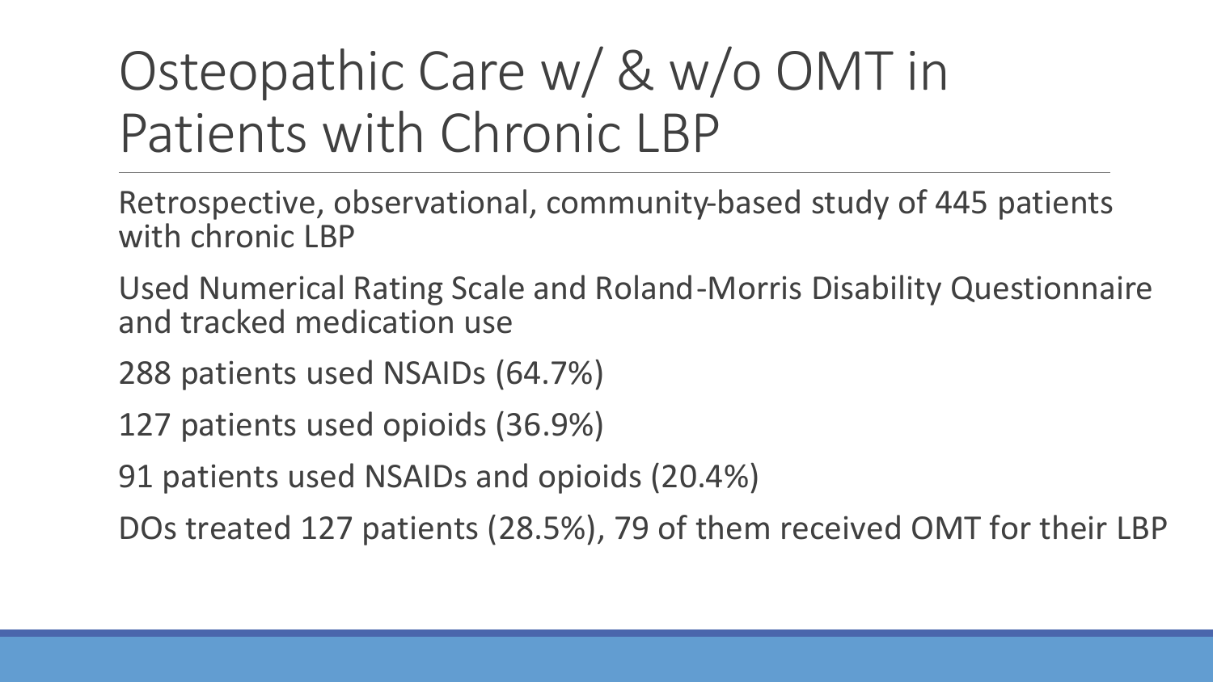# Osteopathic Care w/ & w/o OMT in Patients with Chronic LBP

Retrospective, observational, community-based study of 445 patients with chronic LBP

Used Numerical Rating Scale and Roland-Morris Disability Questionnaire and tracked medication use

288 patients used NSAIDs (64.7%)

127 patients used opioids (36.9%)

91 patients used NSAIDs and opioids (20.4%)

DOs treated 127 patients (28.5%), 79 of them received OMT for their LBP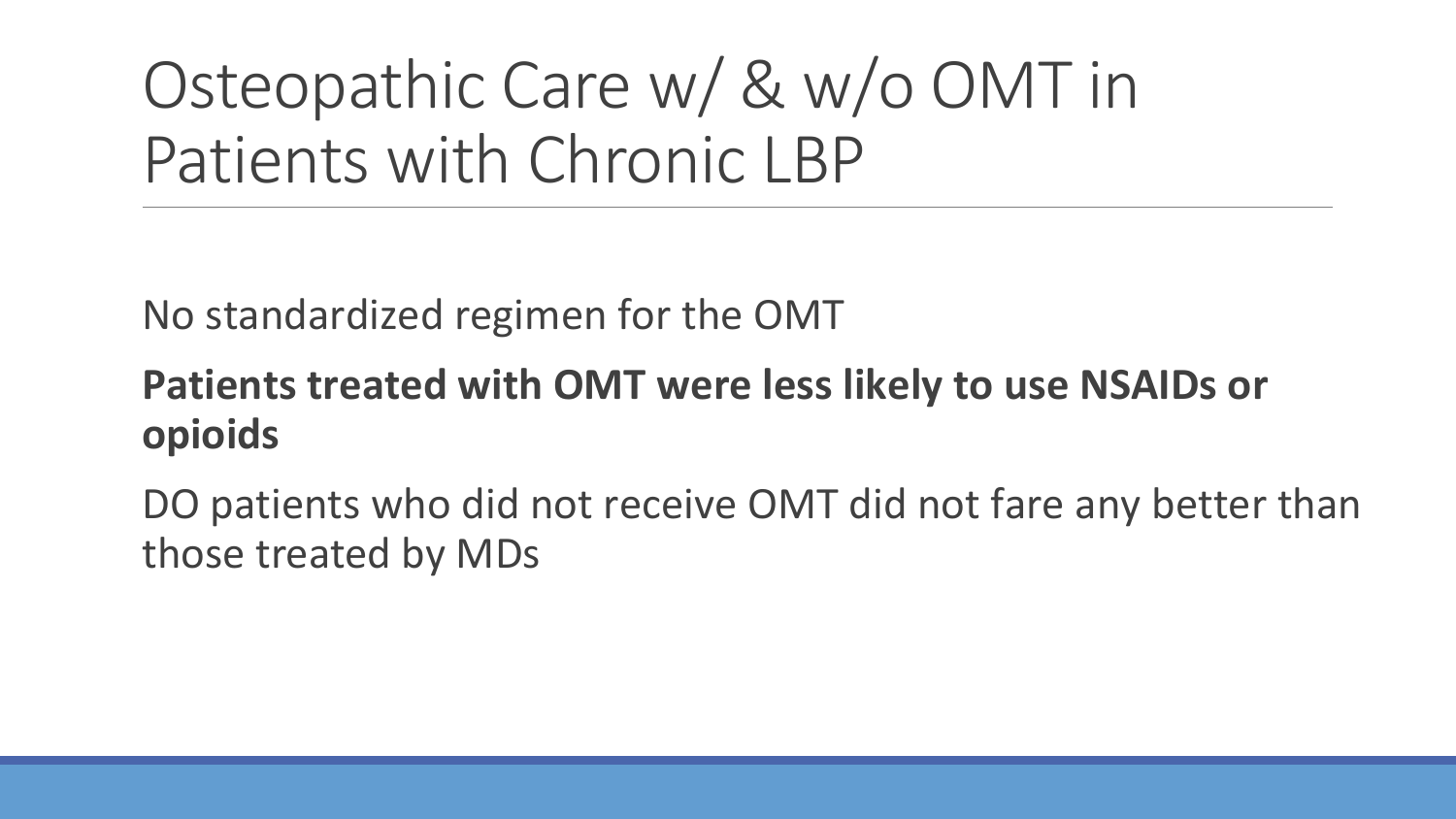# Osteopathic Care w/ & w/o OMT in Patients with Chronic LBP

No standardized regimen for the OMT

**Patients treated with OMT were less likely to use NSAIDs or opioids**

DO patients who did not receive OMT did not fare any better than those treated by MDs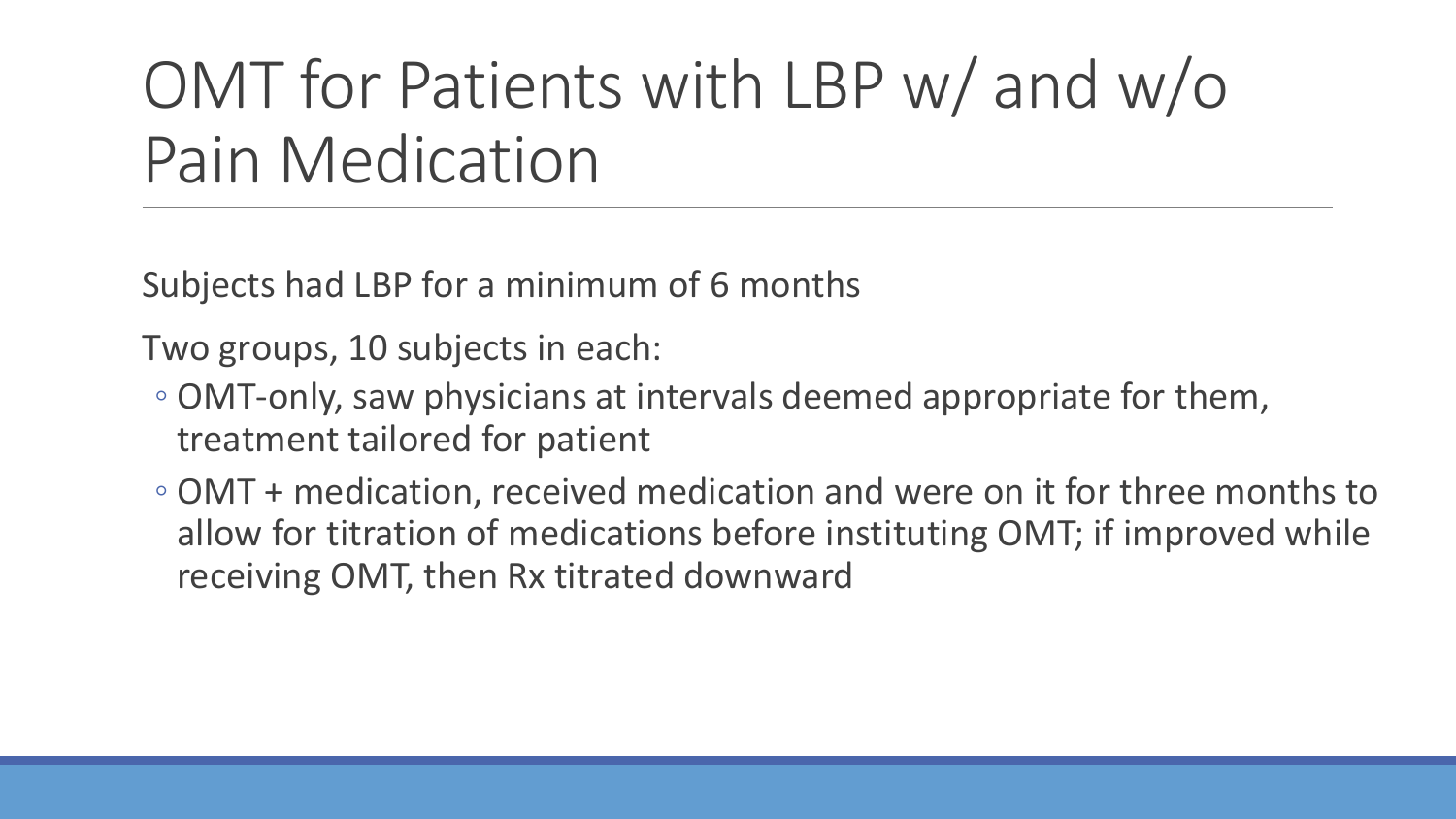# OMT for Patients with LBP w/ and w/o Pain Medication

Subjects had LBP for a minimum of 6 months

Two groups, 10 subjects in each:

- OMT-only, saw physicians at intervals deemed appropriate for them, treatment tailored for patient
- OMT + medication, received medication and were on it for three months to allow for titration of medications before instituting OMT; if improved while receiving OMT, then Rx titrated downward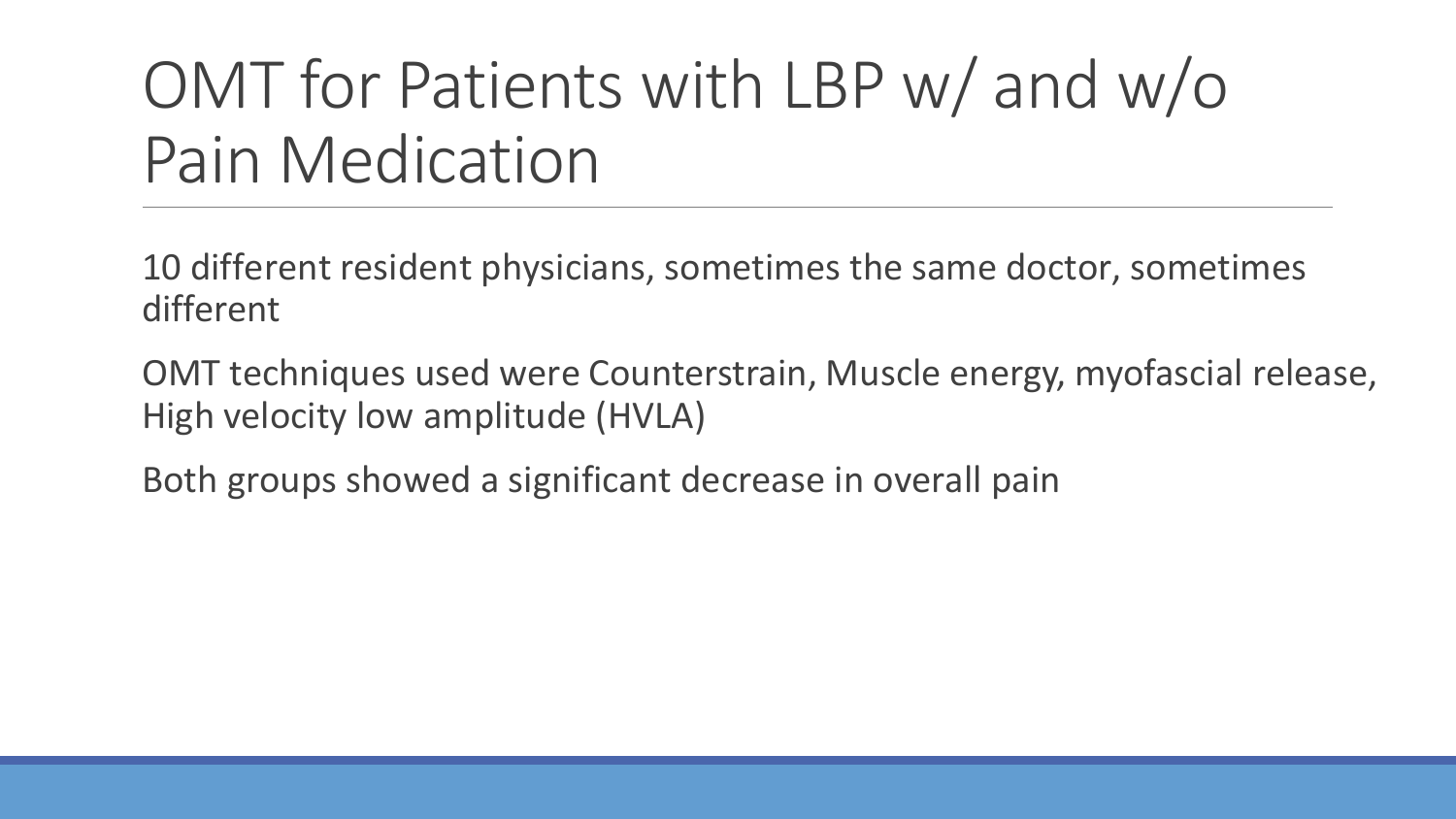# OMT for Patients with LBP w/ and w/o Pain Medication

10 different resident physicians, sometimes the same doctor, sometimes different

OMT techniques used were Counterstrain, Muscle energy, myofascial release, High velocity low amplitude (HVLA)

Both groups showed a significant decrease in overall pain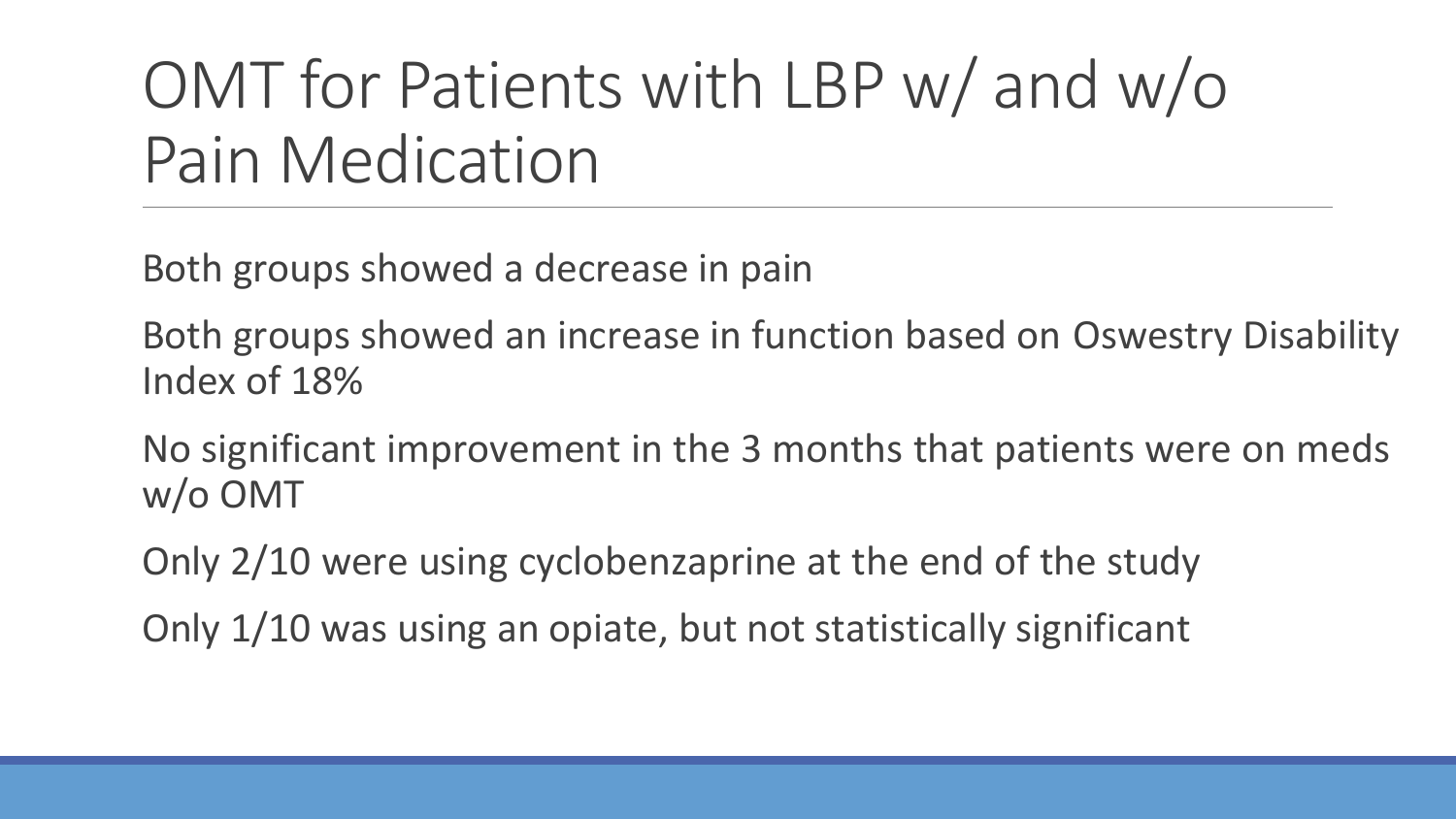# OMT for Patients with LBP w/ and w/o Pain Medication

Both groups showed a decrease in pain

Both groups showed an increase in function based on Oswestry Disability Index of 18%

No significant improvement in the 3 months that patients were on meds w/o OMT

Only 2/10 were using cyclobenzaprine at the end of the study

Only 1/10 was using an opiate, but not statistically significant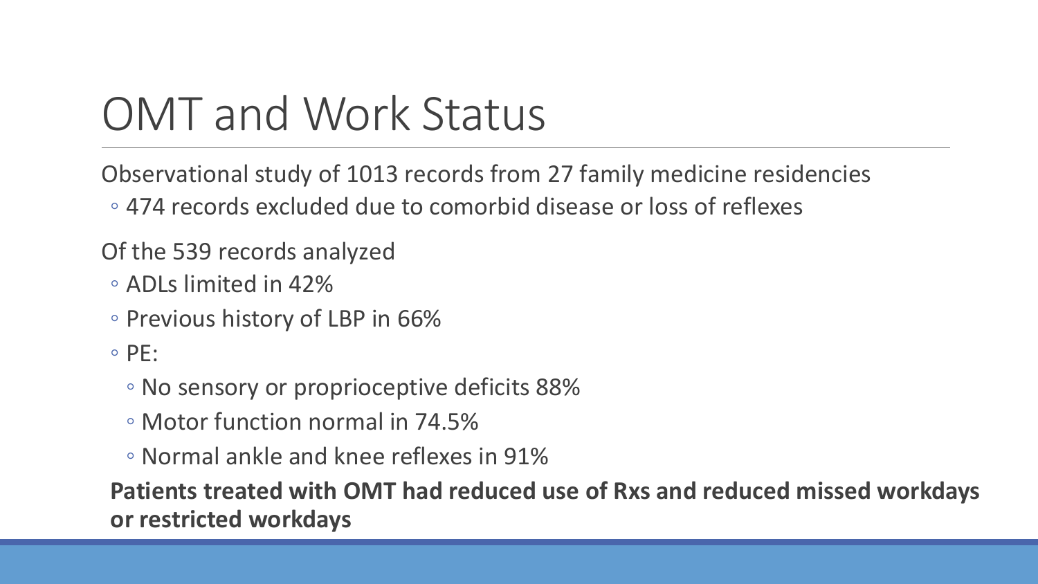# OMT and Work Status

Observational study of 1013 records from 27 family medicine residencies

- 474 records excluded due to comorbid disease or loss of reflexes

Of the 539 records analyzed

- ADLs limited in 42%
- Previous history of LBP in 66%
- PE:
  - No sensory or proprioceptive deficits 88%
  - Motor function normal in 74.5%
  - Normal ankle and knee reflexes in 91%

**Patients treated with OMT had reduced use of Rxs and reduced missed workdays or restricted workdays**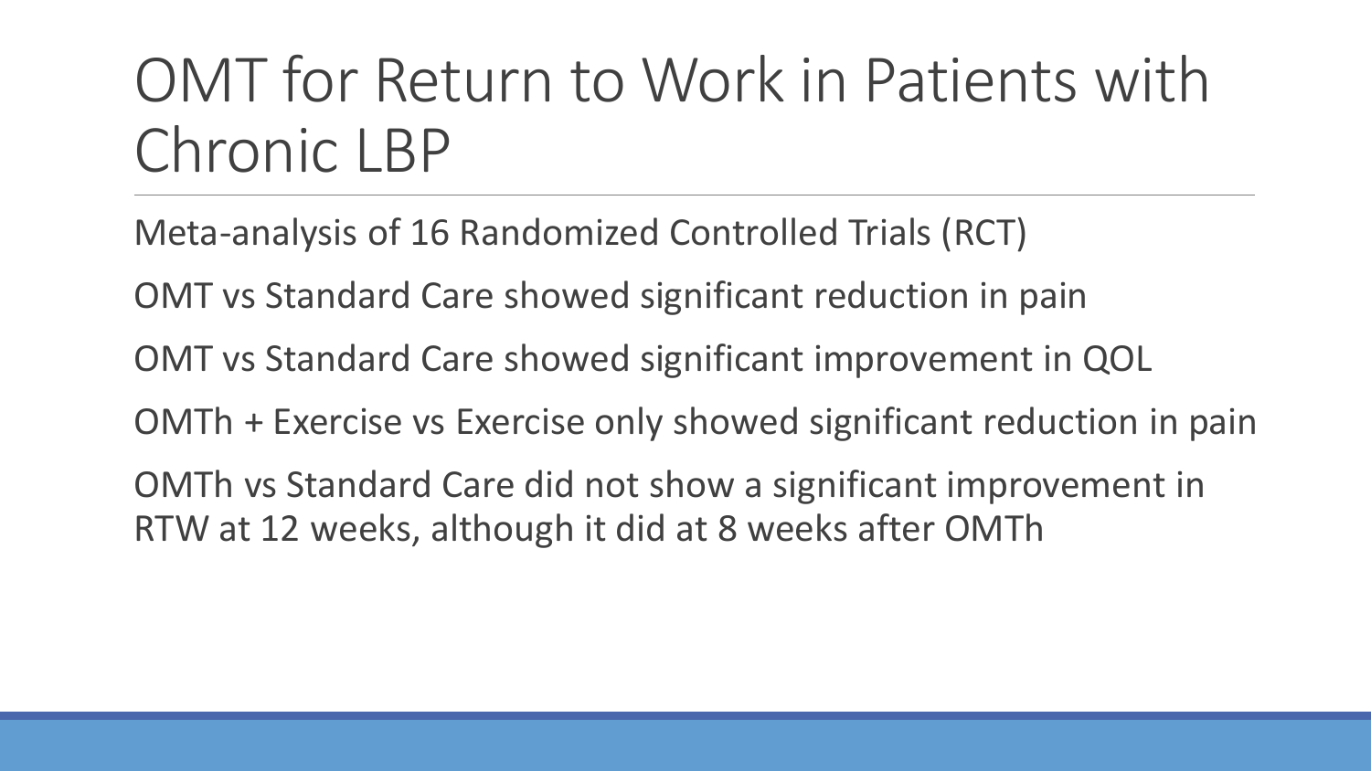# OMT for Return to Work in Patients with Chronic LBP

Meta-analysis of 16 Randomized Controlled Trials (RCT)

OMT vs Standard Care showed significant reduction in pain

OMT vs Standard Care showed significant improvement in QOL

OMTh + Exercise vs Exercise only showed significant reduction in pain

OMTh vs Standard Care did not show a significant improvement in RTW at 12 weeks, although it did at 8 weeks after OMTh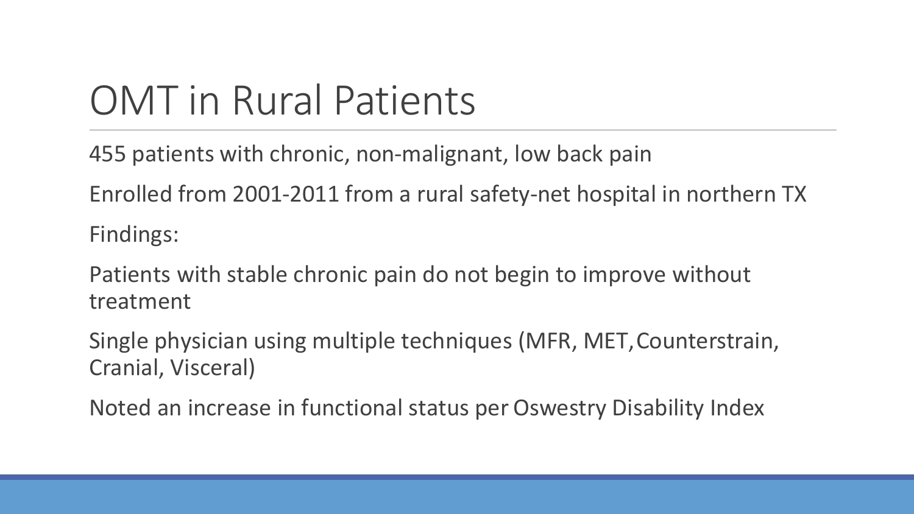# OMT in Rural Patients

455 patients with chronic, non-malignant, low back pain

Enrolled from 2001-2011 from a rural safety-net hospital in northern TX

Findings:

Patients with stable chronic pain do not begin to improve without treatment

Single physician using multiple techniques (MFR, MET, Counterstrain, Cranial, Visceral)

Noted an increase in functional status per Oswestry Disability Index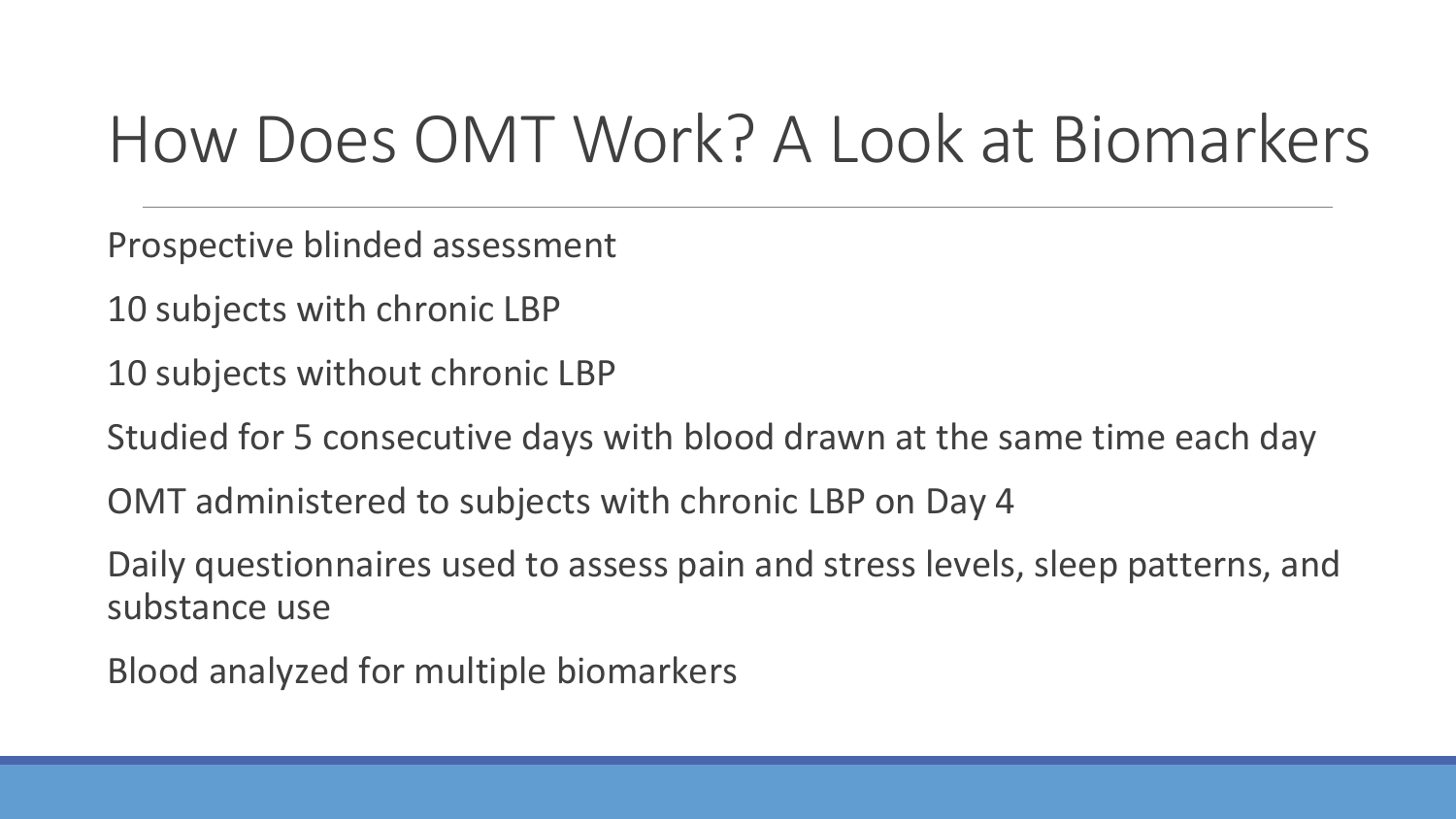# How Does OMT Work? A Look at Biomarkers

Prospective blinded assessment

10 subjects with chronic LBP

10 subjects without chronic LBP

Studied for 5 consecutive days with blood drawn at the same time each day

OMT administered to subjects with chronic LBP on Day 4

Daily questionnaires used to assess pain and stress levels, sleep patterns, and substance use

Blood analyzed for multiple biomarkers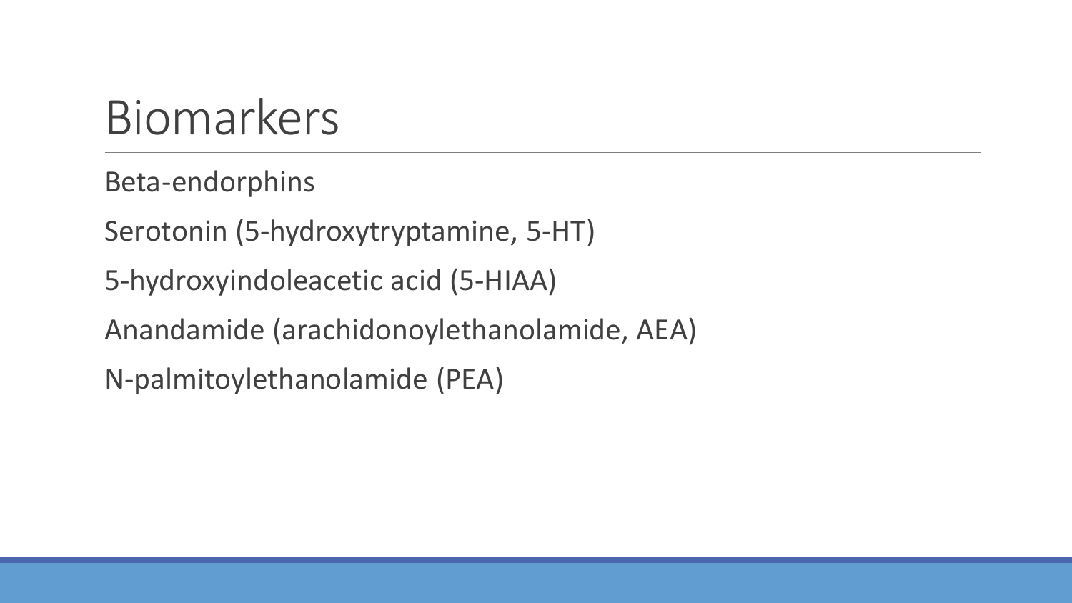# Biomarkers

Beta-endorphins

Serotonin (5-hydroxytryptamine, 5-HT)

5-hydroxyindoleacetic acid (5-HIAA)

Anandamide (arachidonoylethanolamide, AEA)

N-palmitoylethanolamide (PEA)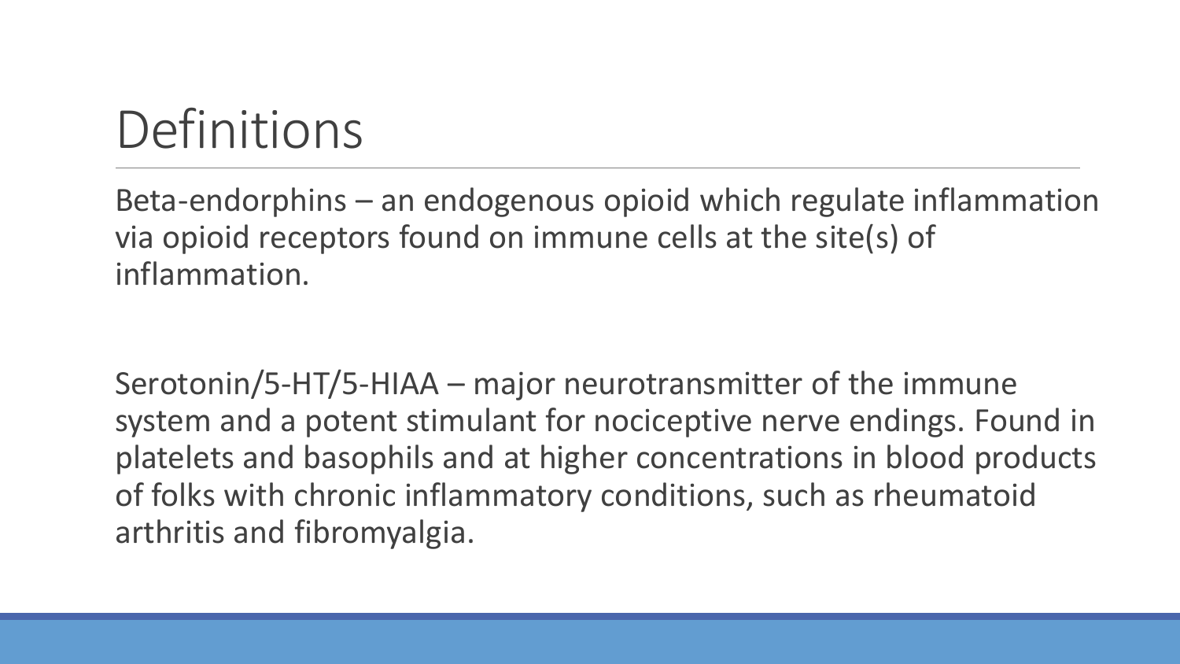# Definitions

Beta-endorphins – an endogenous opioid which regulate inflammation via opioid receptors found on immune cells at the site(s) of inflammation.

Serotonin/5-HT/5-HIAA – major neurotransmitter of the immune system and a potent stimulant for nociceptive nerve endings. Found in platelets and basophils and at higher concentrations in blood products of folks with chronic inflammatory conditions, such as rheumatoid arthritis and fibromyalgia.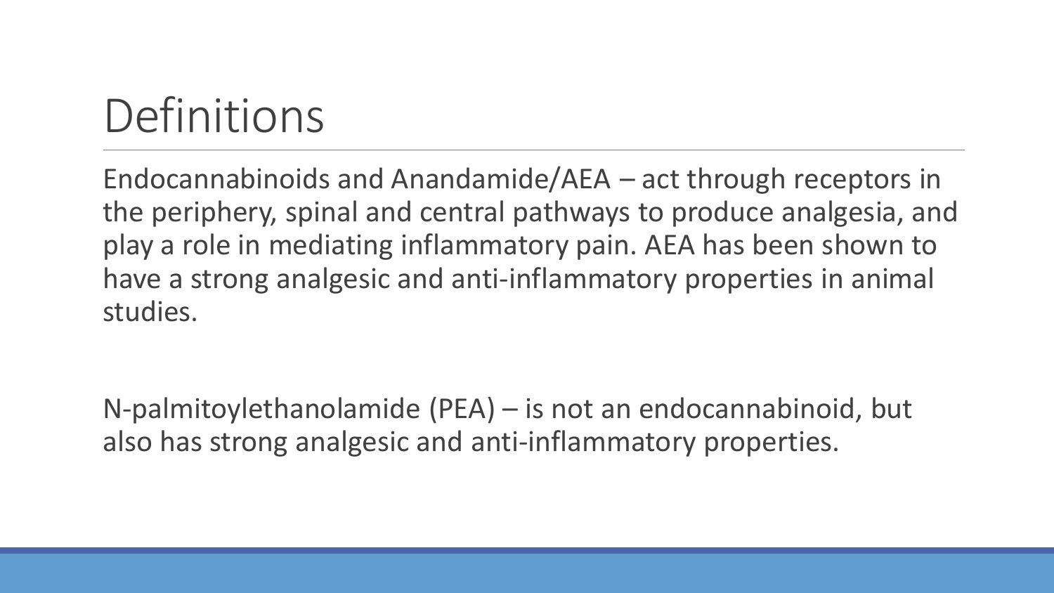# Definitions

Endocannabinoids and Anandamide/AEA – act through receptors in the periphery, spinal and central pathways to produce analgesia, and play a role in mediating inflammatory pain. AEA has been shown to have a strong analgesic and anti-inflammatory properties in animal studies.

N-palmitoylethanolamide (PEA) – is not an endocannabinoid, but also has strong analgesic and anti-inflammatory properties.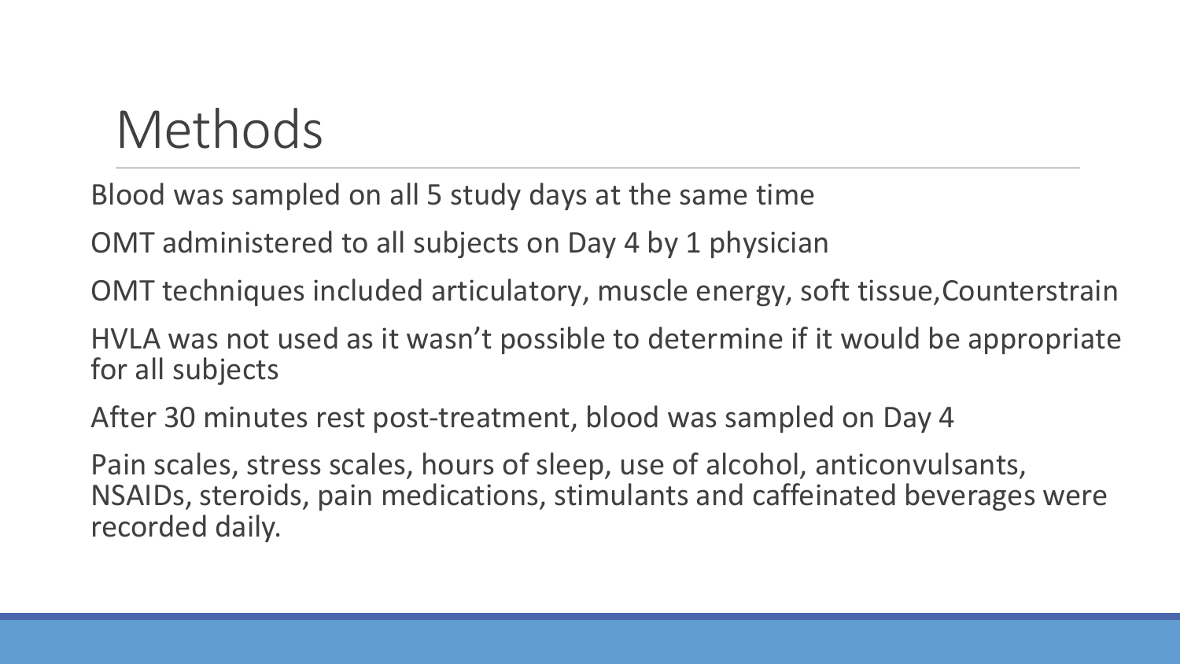# Methods

Blood was sampled on all 5 study days at the same time

OMT administered to all subjects on Day 4 by 1 physician

OMT techniques included articulatory, muscle energy, soft tissue,Counterstrain

HVLA was not used as it wasn't possible to determine if it would be appropriate for all subjects

After 30 minutes rest post-treatment, blood was sampled on Day 4

Pain scales, stress scales, hours of sleep, use of alcohol, anticonvulsants, NSAIDs, steroids, pain medications, stimulants and caffeinated beverages were recorded daily.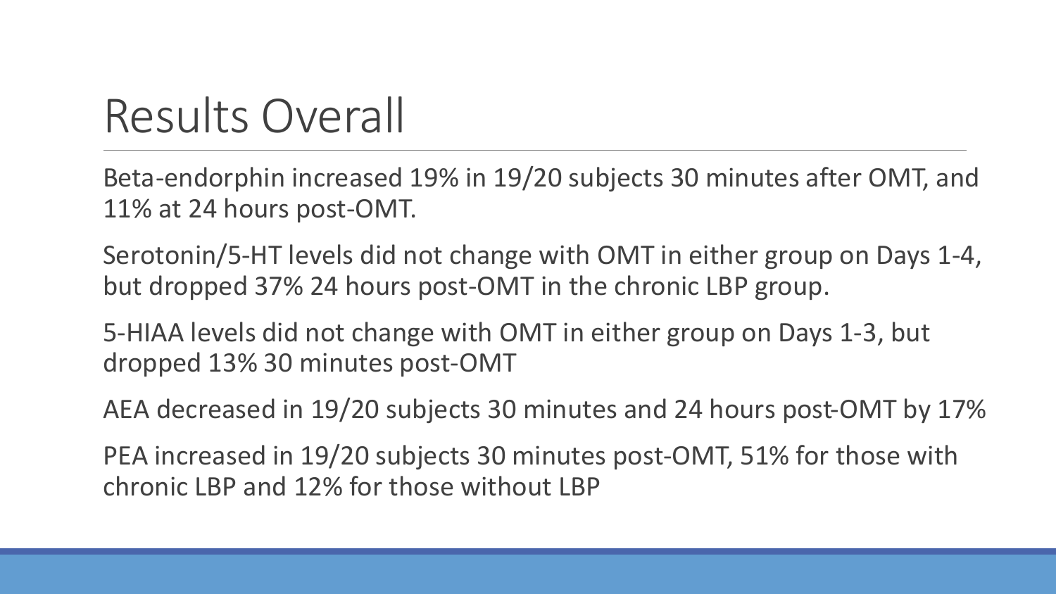# Results Overall

Beta-endorphin increased 19% in 19/20 subjects 30 minutes after OMT, and 11% at 24 hours post-OMT.

Serotonin/5-HT levels did not change with OMT in either group on Days 1-4, but dropped 37% 24 hours post-OMT in the chronic LBP group.

5-HIAA levels did not change with OMT in either group on Days 1-3, but dropped 13% 30 minutes post-OMT

AEA decreased in 19/20 subjects 30 minutes and 24 hours post-OMT by 17%

PEA increased in 19/20 subjects 30 minutes post-OMT, 51% for those with chronic LBP and 12% for those without LBP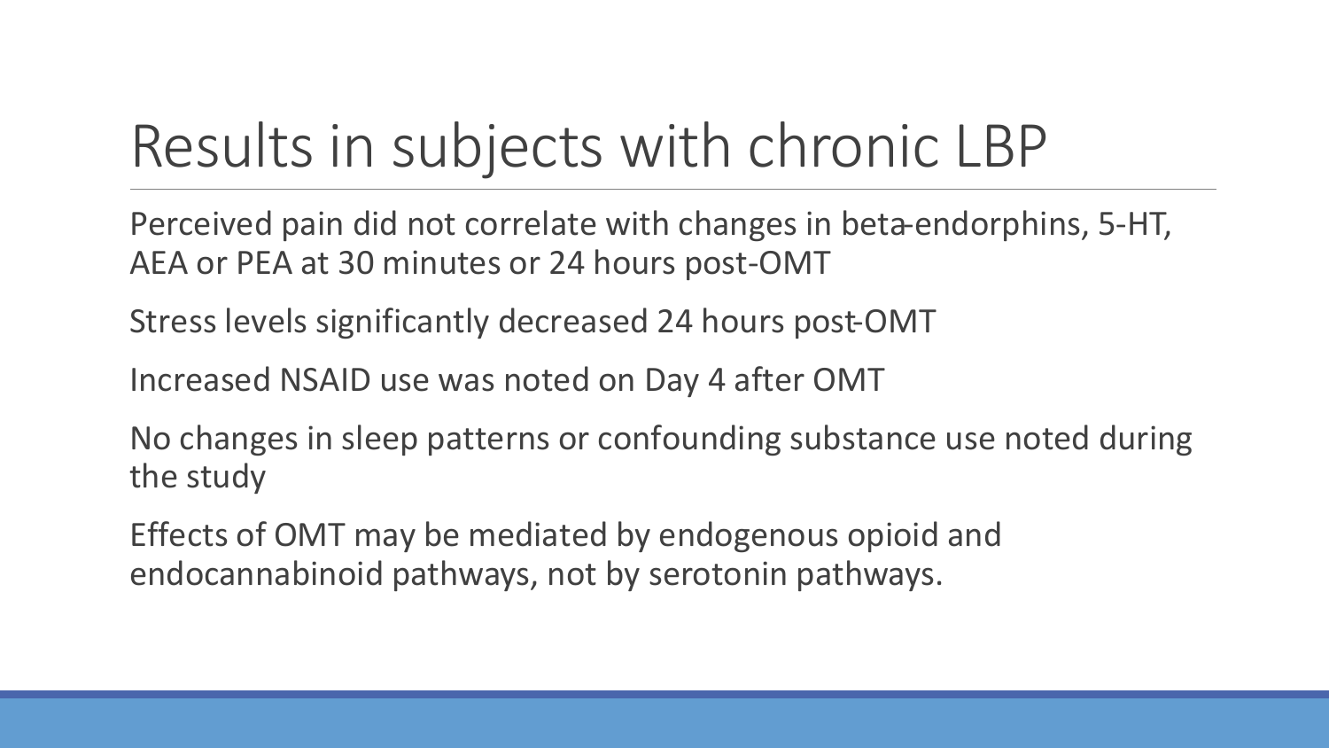# Results in subjects with chronic LBP

Perceived pain did not correlate with changes in beta-endorphins, 5-HT, AEA or PEA at 30 minutes or 24 hours post-OMT

Stress levels significantly decreased 24 hours post-OMT

Increased NSAID use was noted on Day 4 after OMT

No changes in sleep patterns or confounding substance use noted during the study

Effects of OMT may be mediated by endogenous opioid and endocannabinoid pathways, not by serotonin pathways.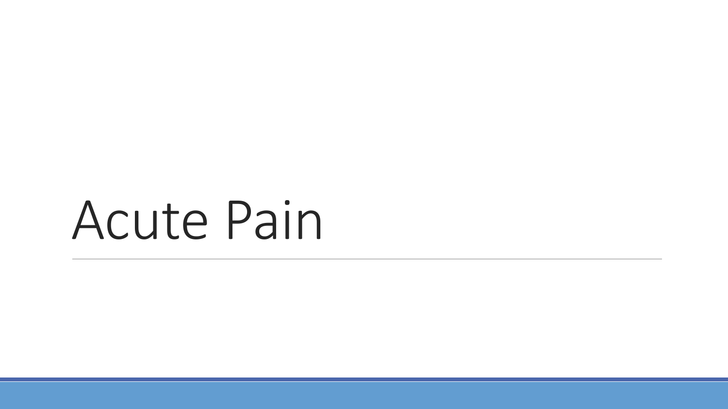# Acute Pain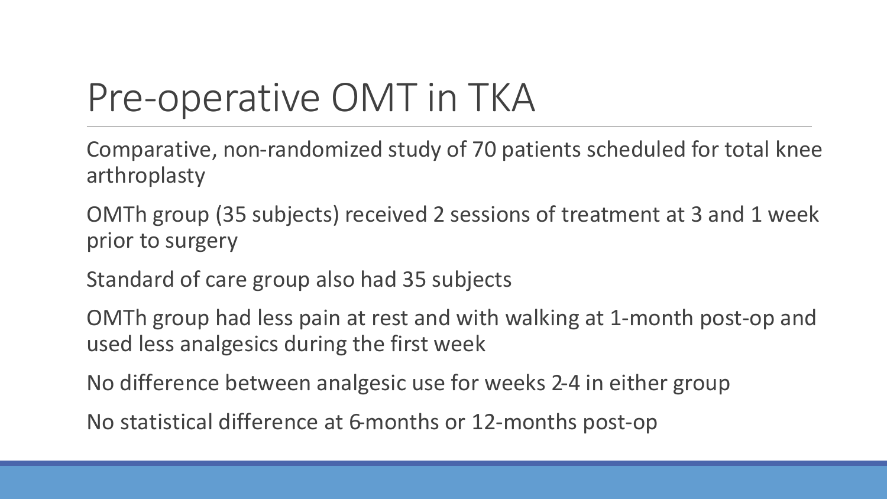# Pre-operative OMT in TKA

Comparative, non-randomized study of 70 patients scheduled for total knee arthroplasty

OMTh group (35 subjects) received 2 sessions of treatment at 3 and 1 week prior to surgery

Standard of care group also had 35 subjects

OMTh group had less pain at rest and with walking at 1-month post-op and used less analgesics during the first week

No difference between analgesic use for weeks 2-4 in either group

No statistical difference at 6-months or 12-months post-op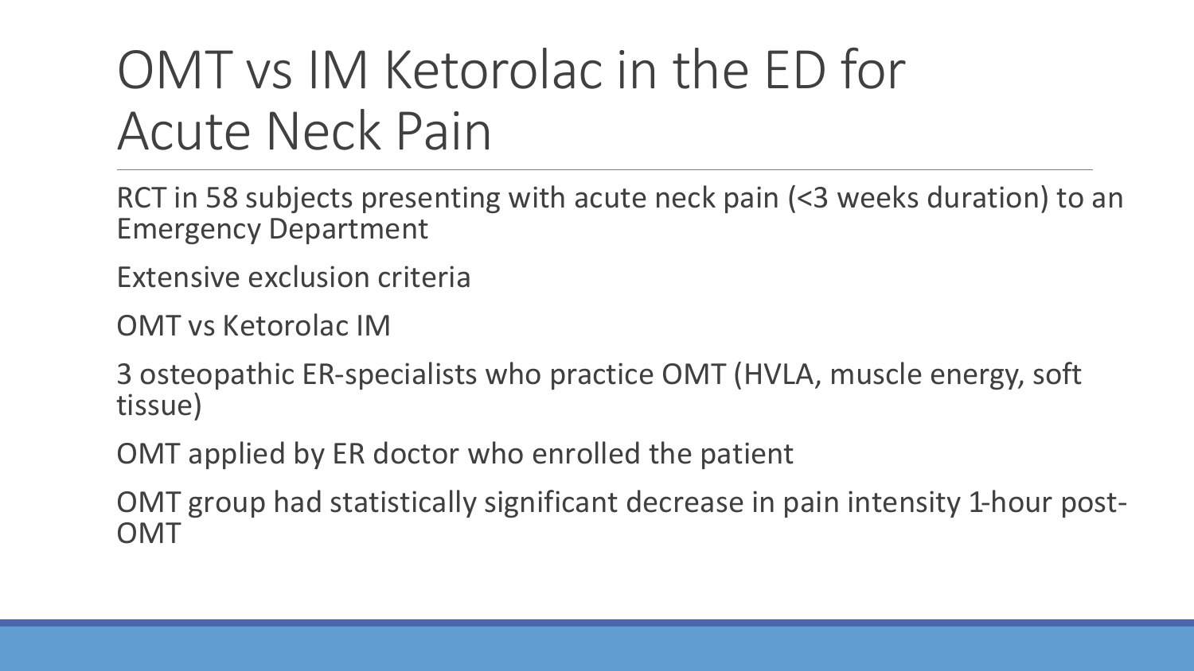# OMT vs IM Ketorolac in the ED for Acute Neck Pain

RCT in 58 subjects presenting with acute neck pain (<3 weeks duration) to an Emergency Department

Extensive exclusion criteria

OMT vs Ketorolac IM

3 osteopathic ER-specialists who practice OMT (HVLA, muscle energy, soft tissue)

OMT applied by ER doctor who enrolled the patient

OMT group had statistically significant decrease in pain intensity 1-hour post-OMT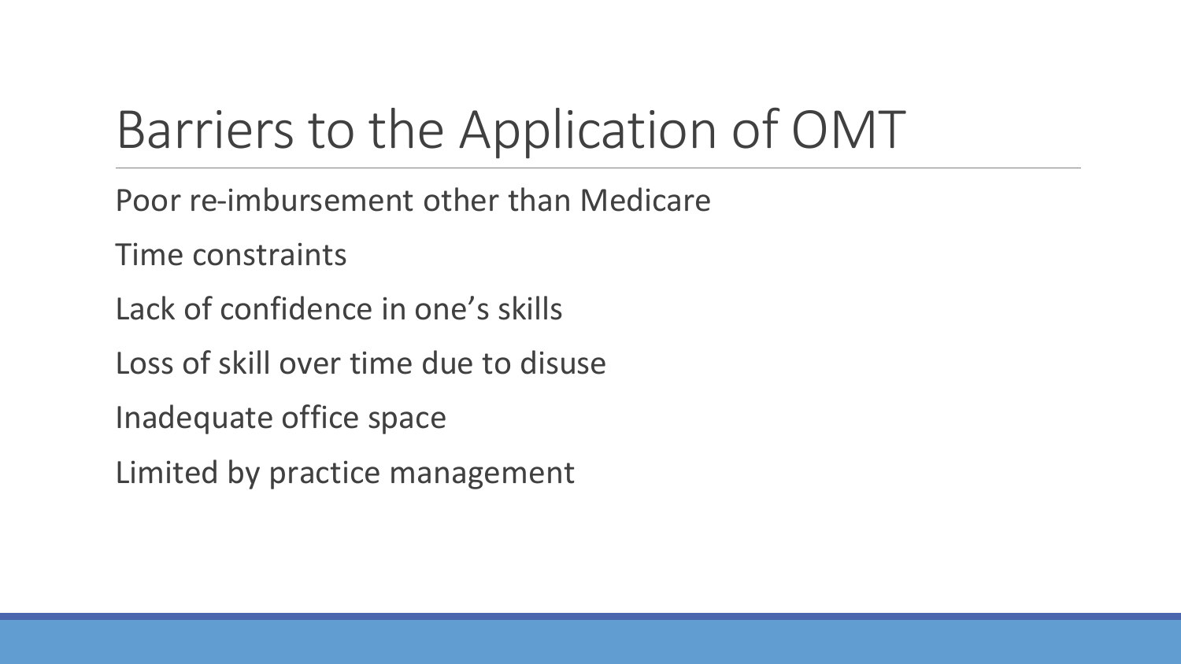# Barriers to the Application of OMT

Poor re-imbursement other than Medicare

Time constraints

Lack of confidence in one's skills

Loss of skill over time due to disuse

Inadequate office space

Limited by practice management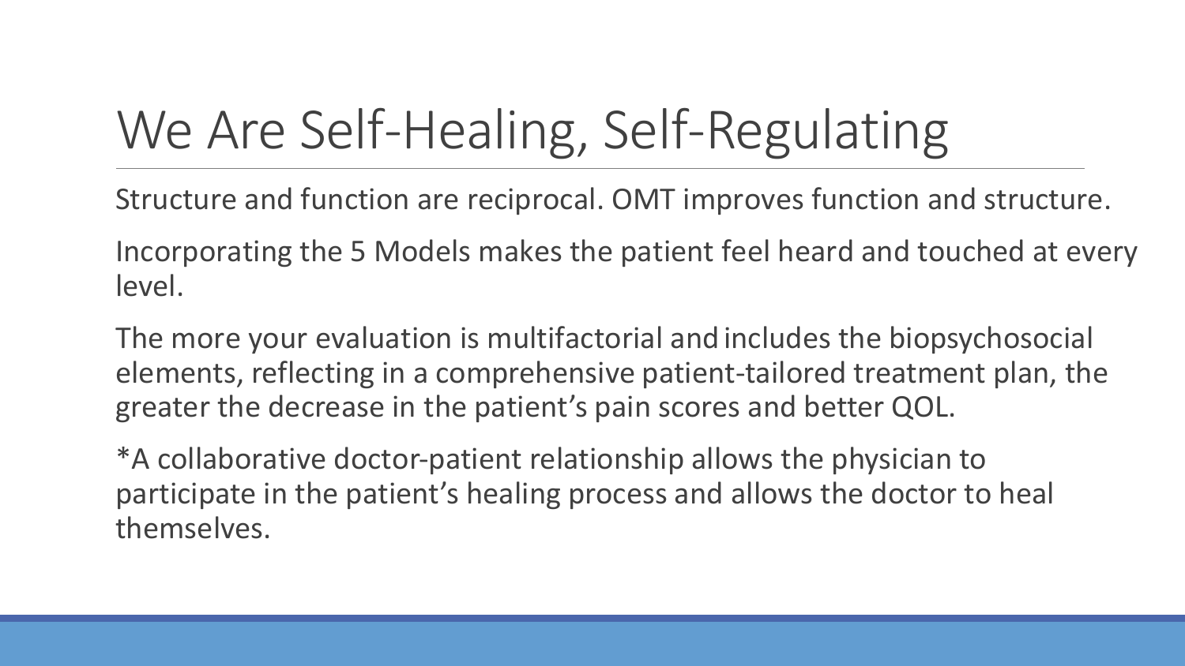# We Are Self-Healing, Self-Regulating

Structure and function are reciprocal. OMT improves function and structure.

Incorporating the 5 Models makes the patient feel heard and touched at every level.

The more your evaluation is multifactorial and includes the biopsychosocial elements, reflecting in a comprehensive patient-tailored treatment plan, the greater the decrease in the patient's pain scores and better QOL.

*A collaborative doctor-patient relationship allows the physician to participate in the patient's healing process and allows the doctor to heal themselves.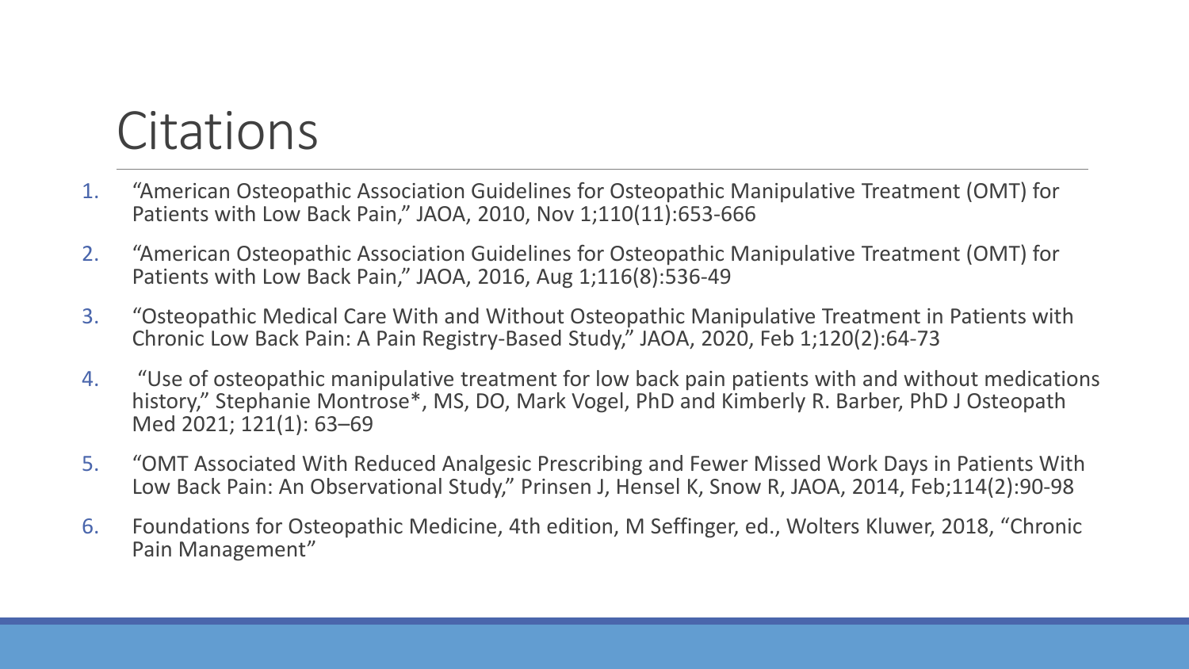# Citations

1. "American Osteopathic Association Guidelines for Osteopathic Manipulative Treatment (OMT) for Patients with Low Back Pain," JAOA, 2010, Nov 1;110(11):653-666
2. "American Osteopathic Association Guidelines for Osteopathic Manipulative Treatment (OMT) for Patients with Low Back Pain," JAOA, 2016, Aug 1;116(8):536-49
3. "Osteopathic Medical Care With and Without Osteopathic Manipulative Treatment in Patients with Chronic Low Back Pain: A Pain Registry-Based Study," JAOA, 2020, Feb 1;120(2):64-73
4. "Use of osteopathic manipulative treatment for low back pain patients with and without medications history," Stephanie Montrose*, MS, DO, Mark Vogel, PhD and Kimberly R. Barber, PhD J Osteopath Med 2021; 121(1): 63–69
5. "OMT Associated With Reduced Analgesic Prescribing and Fewer Missed Work Days in Patients With Low Back Pain: An Observational Study," Prinsen J, Hensel K, Snow R, JAOA, 2014, Feb;114(2):90-98
6. Foundations for Osteopathic Medicine, 4th edition, M Seffinger, ed., Wolters Kluwer, 2018, "Chronic Pain Management"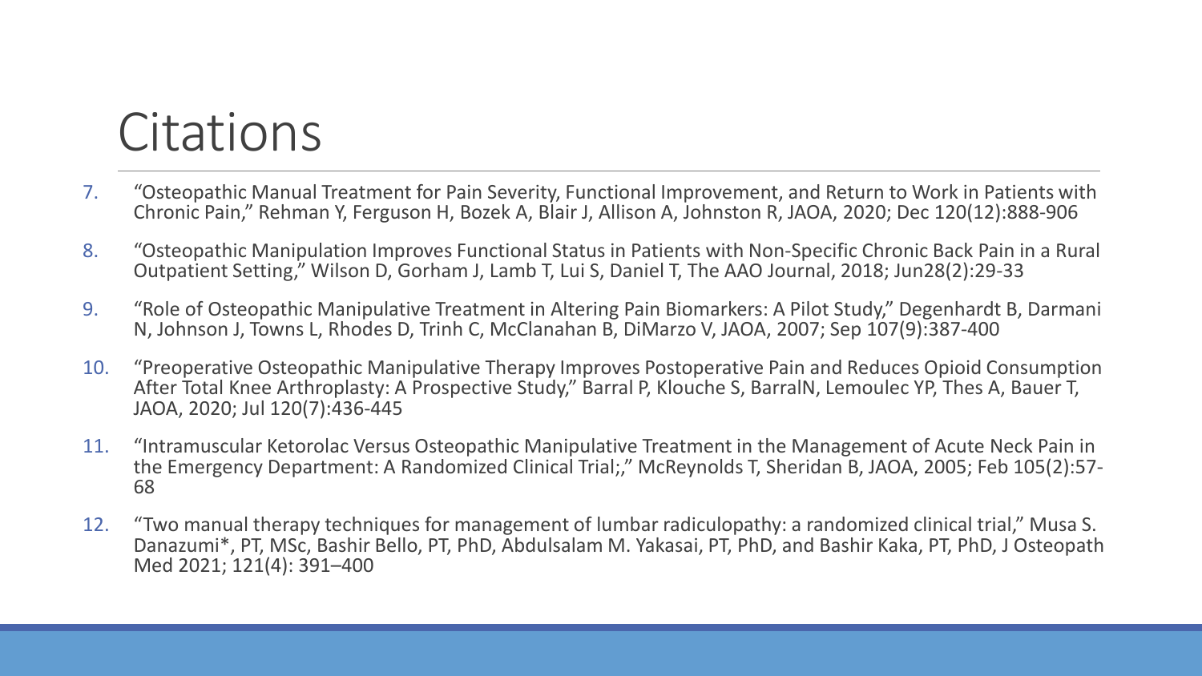# Citations

7. "Osteopathic Manual Treatment for Pain Severity, Functional Improvement, and Return to Work in Patients with Chronic Pain," Rehman Y, Ferguson H, Bozek A, Blair J, Allison A, Johnston R, JAOA, 2020; Dec 120(12):888-906
8. "Osteopathic Manipulation Improves Functional Status in Patients with Non-Specific Chronic Back Pain in a Rural Outpatient Setting," Wilson D, Gorham J, Lamb T, Lui S, Daniel T, The AAO Journal, 2018; Jun28(2):29-33
9. "Role of Osteopathic Manipulative Treatment in Altering Pain Biomarkers: A Pilot Study," Degenhardt B, Darmani N, Johnson J, Towns L, Rhodes D, Trinh C, McClanahan B, DiMarzo V, JAOA, 2007; Sep 107(9):387-400
10. "Preoperative Osteopathic Manipulative Therapy Improves Postoperative Pain and Reduces Opioid Consumption After Total Knee Arthroplasty: A Prospective Study," Barral P, Klouche S, BarralN, Lemoulec YP, Thes A, Bauer T, JAOA, 2020; Jul 120(7):436-445
11. "Intramuscular Ketorolac Versus Osteopathic Manipulative Treatment in the Management of Acute Neck Pain in the Emergency Department: A Randomized Clinical Trial;," McReynolds T, Sheridan B, JAOA, 2005; Feb 105(2):57-68
12. "Two manual therapy techniques for management of lumbar radiculopathy: a randomized clinical trial," Musa S. Danazumi*, PT, MSc, Bashir Bello, PT, PhD, Abdulsalam M. Yakasai, PT, PhD, and Bashir Kaka, PT, PhD, J Osteopath Med 2021; 121(4): 391–400